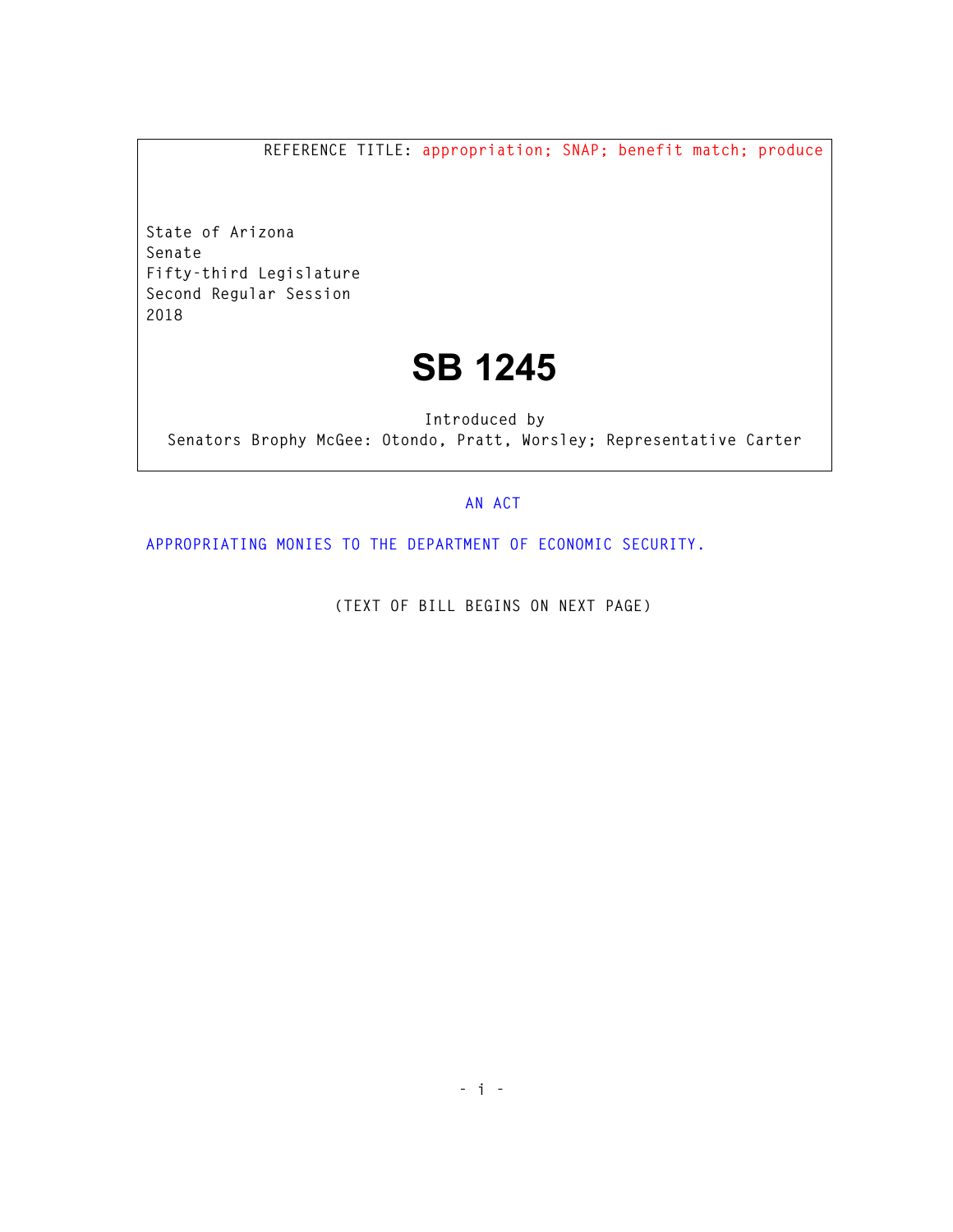REFERENCE TITLE: appropriation; SNAP; benefit match; produce

State of Arizona
Senate
Fifty-third Legislature
Second Regular Session
2018

# SB 1245

Introduced by
Senators Brophy McGee: Otondo, Pratt, Worsley; Representative Carter

AN ACT

APPROPRIATING MONIES TO THE DEPARTMENT OF ECONOMIC SECURITY.

(TEXT OF BILL BEGINS ON NEXT PAGE)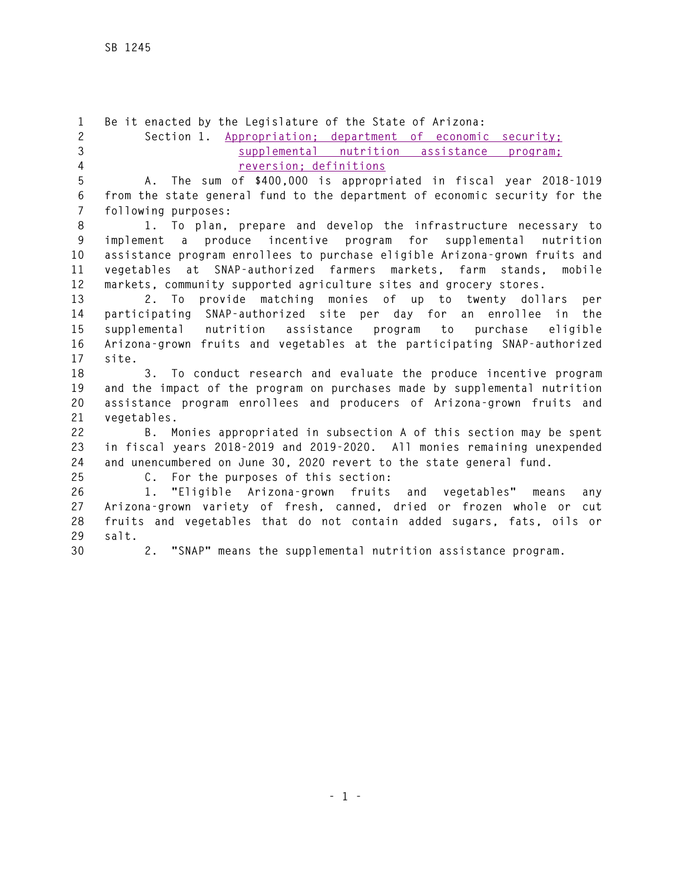Be it enacted by the Legislature of the State of Arizona:

Section 1. Appropriation; department of economic security; supplemental nutrition assistance program; reversion; definitions

A. The sum of $400,000 is appropriated in fiscal year 2018-1019 from the state general fund to the department of economic security for the following purposes:

1. To plan, prepare and develop the infrastructure necessary to implement a produce incentive program for supplemental nutrition assistance program enrollees to purchase eligible Arizona-grown fruits and vegetables at SNAP-authorized farmers markets, farm stands, mobile markets, community supported agriculture sites and grocery stores.

2. To provide matching monies of up to twenty dollars per participating SNAP-authorized site per day for an enrollee in the supplemental nutrition assistance program to purchase eligible Arizona-grown fruits and vegetables at the participating SNAP-authorized site.

3. To conduct research and evaluate the produce incentive program and the impact of the program on purchases made by supplemental nutrition assistance program enrollees and producers of Arizona-grown fruits and vegetables.

B. Monies appropriated in subsection A of this section may be spent in fiscal years 2018-2019 and 2019-2020. All monies remaining unexpended and unencumbered on June 30, 2020 revert to the state general fund.

C. For the purposes of this section:

1. "Eligible Arizona-grown fruits and vegetables" means any Arizona-grown variety of fresh, canned, dried or frozen whole or cut fruits and vegetables that do not contain added sugars, fats, oils or salt.

2. "SNAP" means the supplemental nutrition assistance program.